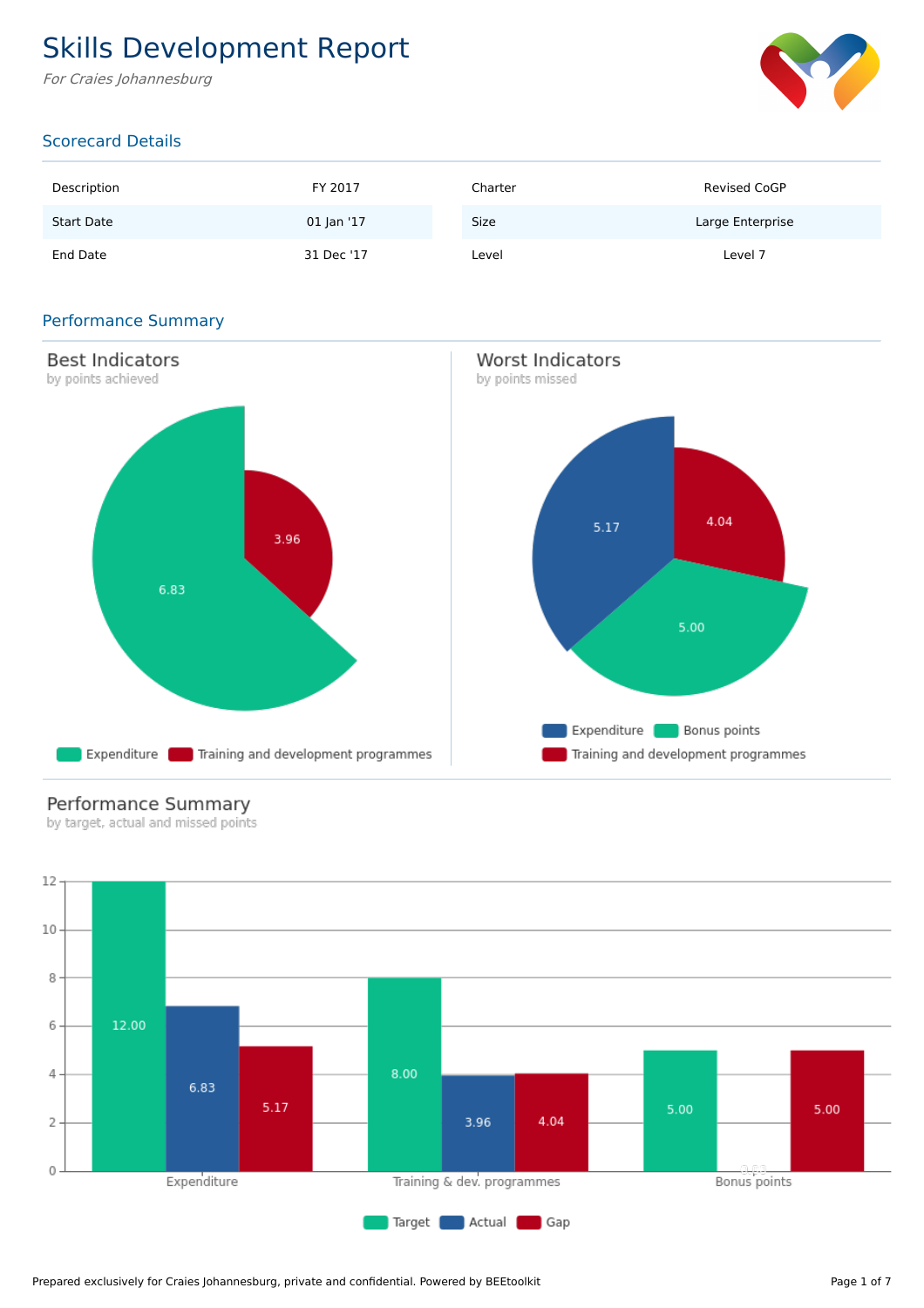# Skills Development Report

*For Craies Johannesburg*

## Scorecard Details

| Description | FY 2017 | Charter | Revised CoGP |
|---|---|---|---|
| Start Date | 01 Jan '17 | Size | Large Enterprise |
| End Date | 31 Dec '17 | Level | Level 7 |

## Performance Summary

### Best Indicators

by points achieved

- Expenditure: 6.83
- Training and development programmes: 3.96

### Worst Indicators

by points missed

- Expenditure: 5.17
- Bonus points: 5.00
- Training and development programmes: 4.04

### Performance Summary

by target, actual and missed points

| | Target | Actual | Gap |
|---|---|---|---|
| Expenditure | 12.00 | 6.83 | 5.17 |
| Training & dev. programmes | 8.00 | 3.96 | 4.04 |
| Bonus points | 5.00 | 0.00 | 5.00 |

Prepared exclusively for Craies Johannesburg, private and confidential. Powered by BEEtoolkit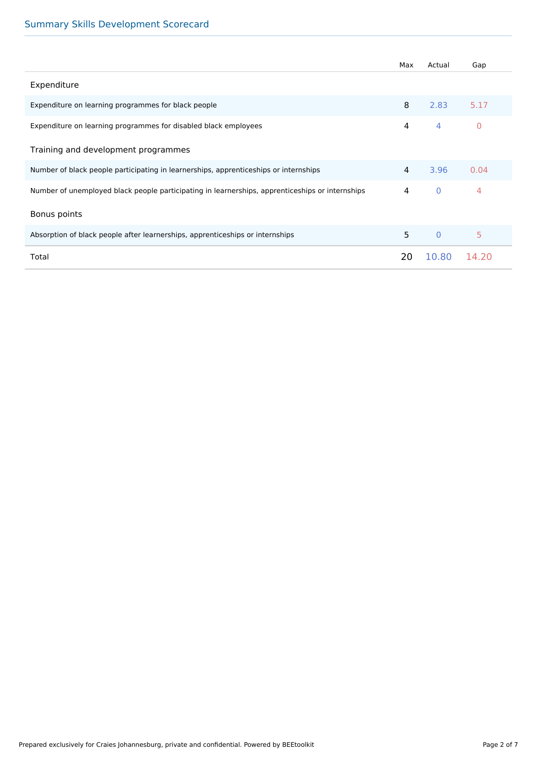## Summary Skills Development Scorecard

| | Max | Actual | Gap |
|---|---|---|---|
| **Expenditure** | | | |
| Expenditure on learning programmes for black people | 8 | 2.83 | 5.17 |
| Expenditure on learning programmes for disabled black employees | 4 | 4 | 0 |
| **Training and development programmes** | | | |
| Number of black people participating in learnerships, apprenticeships or internships | 4 | 3.96 | 0.04 |
| Number of unemployed black people participating in learnerships, apprenticeships or internships | 4 | 0 | 4 |
| **Bonus points** | | | |
| Absorption of black people after learnerships, apprenticeships or internships | 5 | 0 | 5 |
| Total | 20 | 10.80 | 14.20 |

Prepared exclusively for Craies Johannesburg, private and confidential. Powered by BEEtoolkit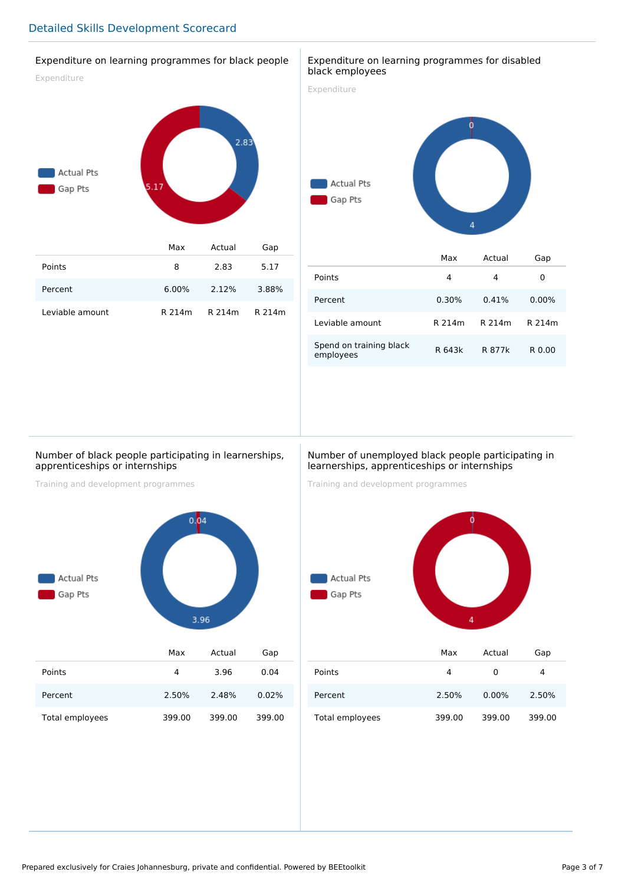## Detailed Skills Development Scorecard

### Expenditure on learning programmes for black people

Expenditure

Actual Pts
Gap Pts

|  | Max | Actual | Gap |
|---|---|---|---|
| Points | 8 | 2.83 | 5.17 |
| Percent | 6.00% | 2.12% | 3.88% |
| Leviable amount | R 214m | R 214m | R 214m |

### Expenditure on learning programmes for disabled black employees

Expenditure

Actual Pts
Gap Pts

|  | Max | Actual | Gap |
|---|---|---|---|
| Points | 4 | 4 | 0 |
| Percent | 0.30% | 0.41% | 0.00% |
| Leviable amount | R 214m | R 214m | R 214m |
| Spend on training black employees | R 643k | R 877k | R 0.00 |

### Number of black people participating in learnerships, apprenticeships or internships

Training and development programmes

Actual Pts
Gap Pts

|  | Max | Actual | Gap |
|---|---|---|---|
| Points | 4 | 3.96 | 0.04 |
| Percent | 2.50% | 2.48% | 0.02% |
| Total employees | 399.00 | 399.00 | 399.00 |

### Number of unemployed black people participating in learnerships, apprenticeships or internships

Training and development programmes

Actual Pts
Gap Pts

|  | Max | Actual | Gap |
|---|---|---|---|
| Points | 4 | 0 | 4 |
| Percent | 2.50% | 0.00% | 2.50% |
| Total employees | 399.00 | 399.00 | 399.00 |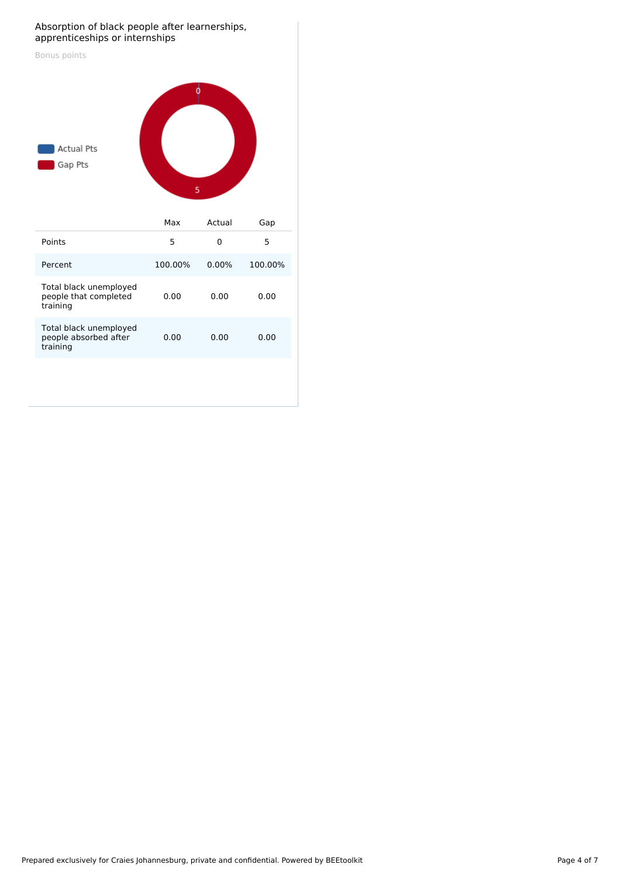## Absorption of black people after learnerships, apprenticeships or internships

Bonus points

Actual Pts
Gap Pts

|  | Max | Actual | Gap |
|---|---|---|---|
| Points | 5 | 0 | 5 |
| Percent | 100.00% | 0.00% | 100.00% |
| Total black unemployed people that completed training | 0.00 | 0.00 | 0.00 |
| Total black unemployed people absorbed after training | 0.00 | 0.00 | 0.00 |

Prepared exclusively for Craies Johannesburg, private and confidential. Powered by BEEtoolkit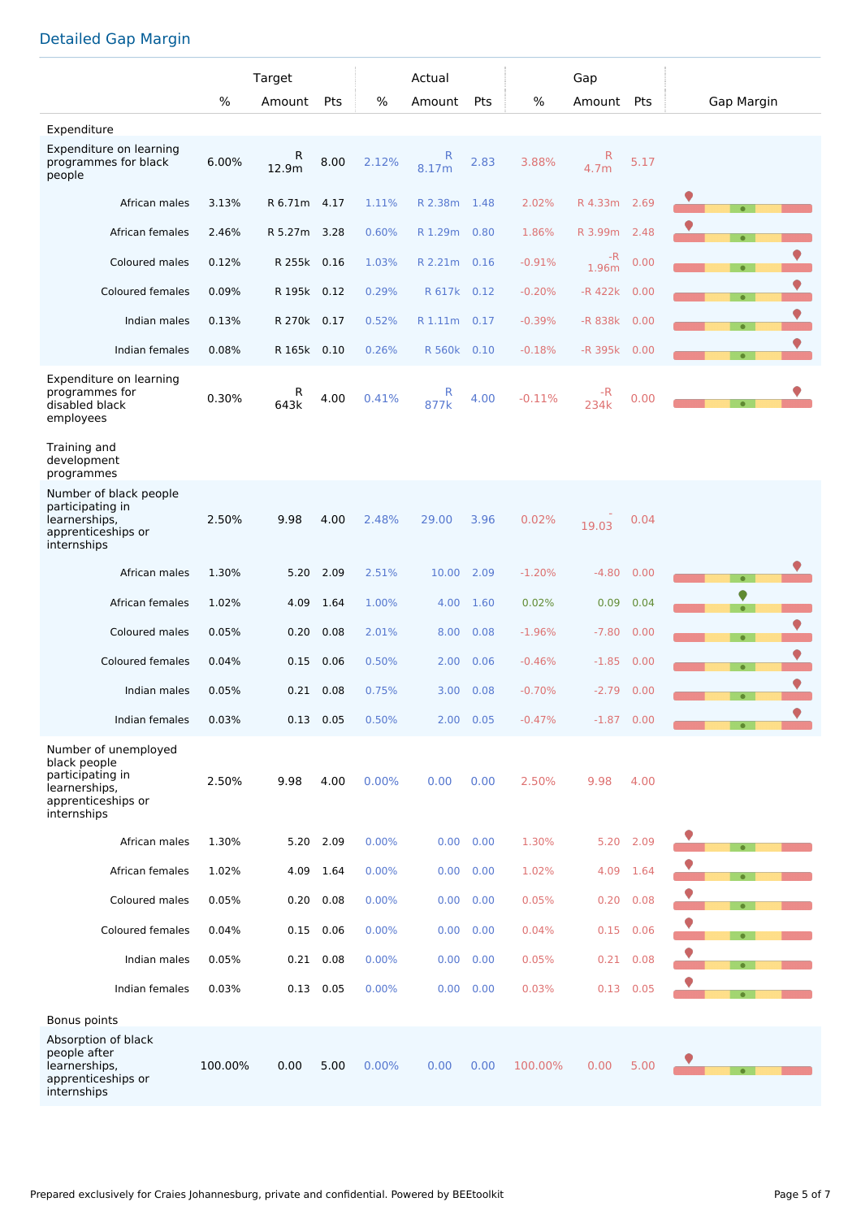## Detailed Gap Margin

| | Target | | | Actual | | | Gap | | | Gap Margin |
|---|---|---|---|---|---|---|---|---|---|---|
| | % | Amount | Pts | % | Amount | Pts | % | Amount | Pts | |
| **Expenditure** | | | | | | | | | | |
| Expenditure on learning programmes for black people | 6.00% | R 12.9m | 8.00 | 2.12% | R 8.17m | 2.83 | 3.88% | R 4.7m | 5.17 | |
| African males | 3.13% | R 6.71m | 4.17 | 1.11% | R 2.38m | 1.48 | 2.02% | R 4.33m | 2.69 | |
| African females | 2.46% | R 5.27m | 3.28 | 0.60% | R 1.29m | 0.80 | 1.86% | R 3.99m | 2.48 | |
| Coloured males | 0.12% | R 255k | 0.16 | 1.03% | R 2.21m | 0.16 | -0.91% | -R 1.96m | 0.00 | |
| Coloured females | 0.09% | R 195k | 0.12 | 0.29% | R 617k | 0.12 | -0.20% | -R 422k | 0.00 | |
| Indian males | 0.13% | R 270k | 0.17 | 0.52% | R 1.11m | 0.17 | -0.39% | -R 838k | 0.00 | |
| Indian females | 0.08% | R 165k | 0.10 | 0.26% | R 560k | 0.10 | -0.18% | -R 395k | 0.00 | |
| Expenditure on learning programmes for disabled black employees | 0.30% | R 643k | 4.00 | 0.41% | R 877k | 4.00 | -0.11% | -R 234k | 0.00 | |
| **Training and development programmes** | | | | | | | | | | |
| Number of black people participating in learnerships, apprenticeships or internships | 2.50% | 9.98 | 4.00 | 2.48% | 29.00 | 3.96 | 0.02% | -19.03 | 0.04 | |
| African males | 1.30% | 5.20 | 2.09 | 2.51% | 10.00 | 2.09 | -1.20% | -4.80 | 0.00 | |
| African females | 1.02% | 4.09 | 1.64 | 1.00% | 4.00 | 1.60 | 0.02% | 0.09 | 0.04 | |
| Coloured males | 0.05% | 0.20 | 0.08 | 2.01% | 8.00 | 0.08 | -1.96% | -7.80 | 0.00 | |
| Coloured females | 0.04% | 0.15 | 0.06 | 0.50% | 2.00 | 0.06 | -0.46% | -1.85 | 0.00 | |
| Indian males | 0.05% | 0.21 | 0.08 | 0.75% | 3.00 | 0.08 | -0.70% | -2.79 | 0.00 | |
| Indian females | 0.03% | 0.13 | 0.05 | 0.50% | 2.00 | 0.05 | -0.47% | -1.87 | 0.00 | |
| Number of unemployed black people participating in learnerships, apprenticeships or internships | 2.50% | 9.98 | 4.00 | 0.00% | 0.00 | 0.00 | 2.50% | 9.98 | 4.00 | |
| African males | 1.30% | 5.20 | 2.09 | 0.00% | 0.00 | 0.00 | 1.30% | 5.20 | 2.09 | |
| African females | 1.02% | 4.09 | 1.64 | 0.00% | 0.00 | 0.00 | 1.02% | 4.09 | 1.64 | |
| Coloured males | 0.05% | 0.20 | 0.08 | 0.00% | 0.00 | 0.00 | 0.05% | 0.20 | 0.08 | |
| Coloured females | 0.04% | 0.15 | 0.06 | 0.00% | 0.00 | 0.00 | 0.04% | 0.15 | 0.06 | |
| Indian males | 0.05% | 0.21 | 0.08 | 0.00% | 0.00 | 0.00 | 0.05% | 0.21 | 0.08 | |
| Indian females | 0.03% | 0.13 | 0.05 | 0.00% | 0.00 | 0.00 | 0.03% | 0.13 | 0.05 | |
| **Bonus points** | | | | | | | | | | |
| Absorption of black people after learnerships, apprenticeships or internships | 100.00% | 0.00 | 5.00 | 0.00% | 0.00 | 0.00 | 100.00% | 0.00 | 5.00 | |

Prepared exclusively for Craies Johannesburg, private and confidential. Powered by BEEtoolkit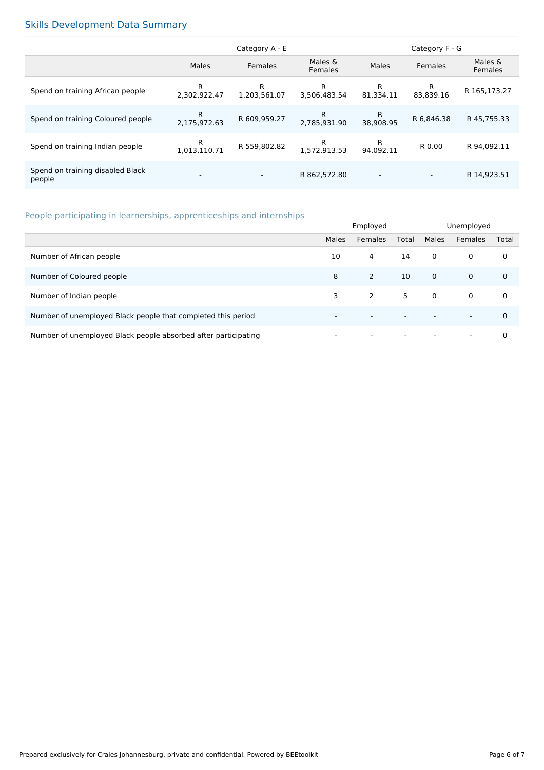## Skills Development Data Summary

| | Category A - E | | | Category F - G | | |
|---|---|---|---|---|---|---|
| | Males | Females | Males & Females | Males | Females | Males & Females |
| Spend on training African people | R 2,302,922.47 | R 1,203,561.07 | R 3,506,483.54 | R 81,334.11 | R 83,839.16 | R 165,173.27 |
| Spend on training Coloured people | R 2,175,972.63 | R 609,959.27 | R 2,785,931.90 | R 38,908.95 | R 6,846.38 | R 45,755.33 |
| Spend on training Indian people | R 1,013,110.71 | R 559,802.82 | R 1,572,913.53 | R 94,092.11 | R 0.00 | R 94,092.11 |
| Spend on training disabled Black people | - | - | R 862,572.80 | - | - | R 14,923.51 |

### People participating in learnerships, apprenticeships and internships

| | Employed | | | Unemployed | | |
|---|---|---|---|---|---|---|
| | Males | Females | Total | Males | Females | Total |
| Number of African people | 10 | 4 | 14 | 0 | 0 | 0 |
| Number of Coloured people | 8 | 2 | 10 | 0 | 0 | 0 |
| Number of Indian people | 3 | 2 | 5 | 0 | 0 | 0 |
| Number of unemployed Black people that completed this period | - | - | - | - | - | 0 |
| Number of unemployed Black people absorbed after participating | - | - | - | - | - | 0 |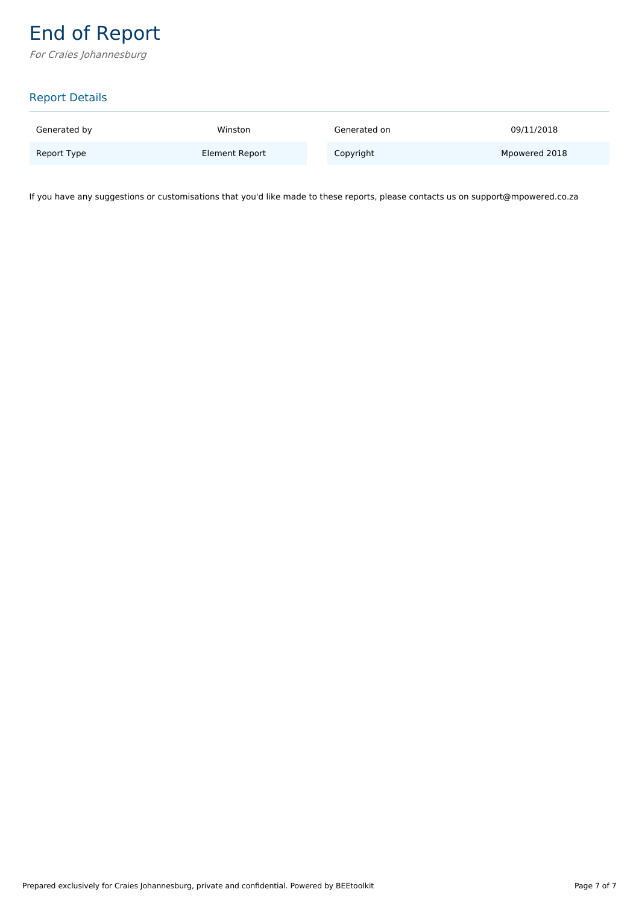# End of Report

*For Craies Johannesburg*

## Report Details

| | | | |
|---|---|---|---|
| Generated by | Winston | Generated on | 09/11/2018 |
| Report Type | Element Report | Copyright | Mpowered 2018 |

If you have any suggestions or customisations that you'd like made to these reports, please contacts us on support@mpowered.co.za